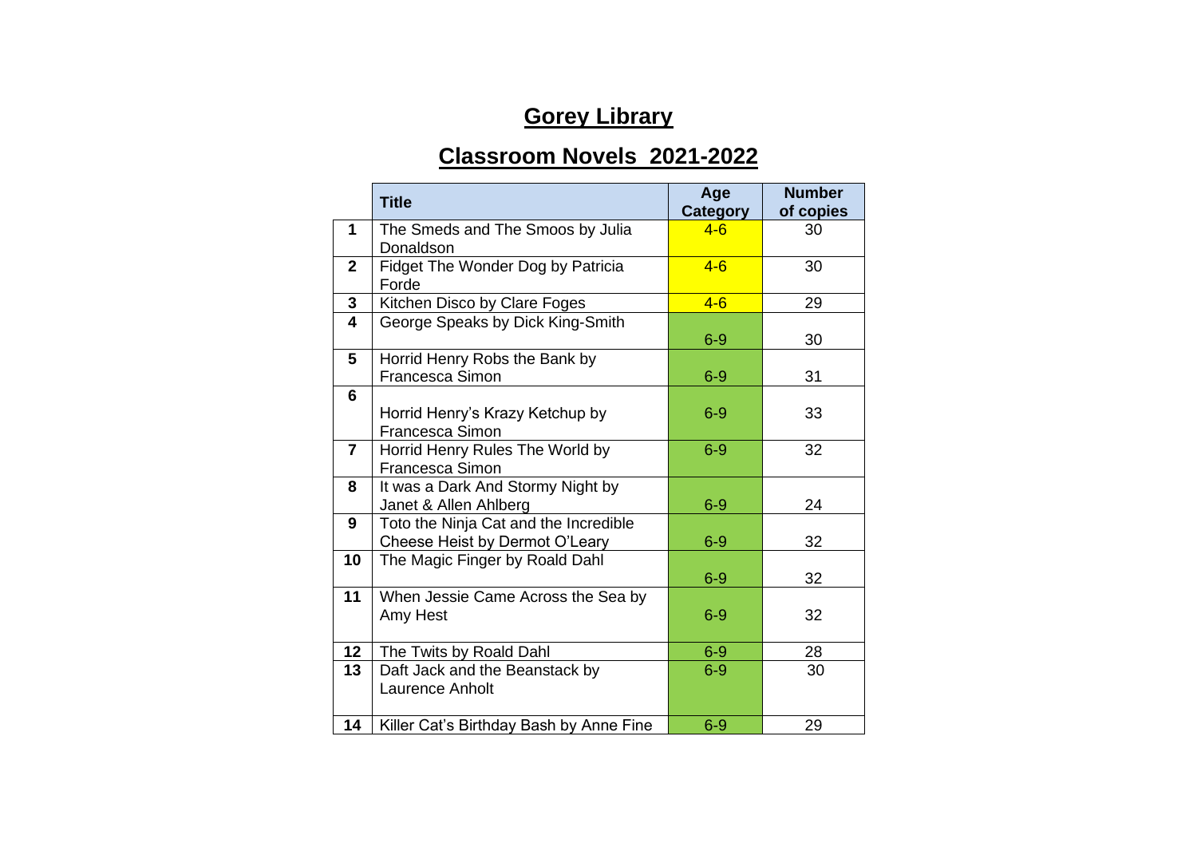# Gorey Library

## Classroom Novels 2021-2022

| | Title | Age Category | Number of copies |
|---|---|---|---|
| **1** | The Smeds and The Smoos by Julia Donaldson | 4-6 | 30 |
| **2** | Fidget The Wonder Dog by Patricia Forde | 4-6 | 30 |
| **3** | Kitchen Disco by Clare Foges | 4-6 | 29 |
| **4** | George Speaks by Dick King-Smith | 6-9 | 30 |
| **5** | Horrid Henry Robs the Bank by Francesca Simon | 6-9 | 31 |
| **6** | Horrid Henry's Krazy Ketchup by Francesca Simon | 6-9 | 33 |
| **7** | Horrid Henry Rules The World by Francesca Simon | 6-9 | 32 |
| **8** | It was a Dark And Stormy Night by Janet & Allen Ahlberg | 6-9 | 24 |
| **9** | Toto the Ninja Cat and the Incredible Cheese Heist by Dermot O'Leary | 6-9 | 32 |
| **10** | The Magic Finger by Roald Dahl | 6-9 | 32 |
| **11** | When Jessie Came Across the Sea by Amy Hest | 6-9 | 32 |
| **12** | The Twits by Roald Dahl | 6-9 | 28 |
| **13** | Daft Jack and the Beanstack by Laurence Anholt | 6-9 | 30 |
| **14** | Killer Cat's Birthday Bash by Anne Fine | 6-9 | 29 |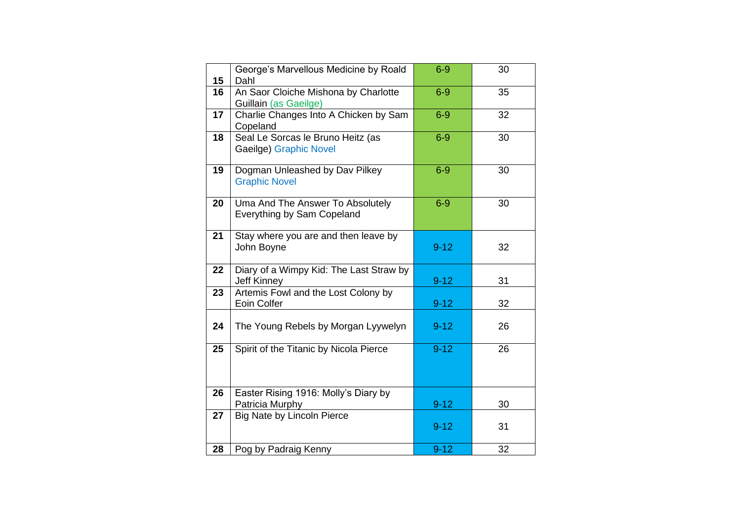| | | | |
|---|---|---|---|
| **15** | George's Marvellous Medicine by Roald Dahl | 6-9 | 30 |
| **16** | An Saor Cloiche Mishona by Charlotte Guillain (as Gaeilge) | 6-9 | 35 |
| **17** | Charlie Changes Into A Chicken by Sam Copeland | 6-9 | 32 |
| **18** | Seal Le Sorcas le Bruno Heitz (as Gaeilge) Graphic Novel | 6-9 | 30 |
| **19** | Dogman Unleashed by Dav Pilkey Graphic Novel | 6-9 | 30 |
| **20** | Uma And The Answer To Absolutely Everything by Sam Copeland | 6-9 | 30 |
| **21** | Stay where you are and then leave by John Boyne | 9-12 | 32 |
| **22** | Diary of a Wimpy Kid: The Last Straw by Jeff Kinney | 9-12 | 31 |
| **23** | Artemis Fowl and the Lost Colony by Eoin Colfer | 9-12 | 32 |
| **24** | The Young Rebels by Morgan Lyywelyn | 9-12 | 26 |
| **25** | Spirit of the Titanic by Nicola Pierce | 9-12 | 26 |
| **26** | Easter Rising 1916: Molly's Diary by Patricia Murphy | 9-12 | 30 |
| **27** | Big Nate by Lincoln Pierce | 9-12 | 31 |
| **28** | Pog by Padraig Kenny | 9-12 | 32 |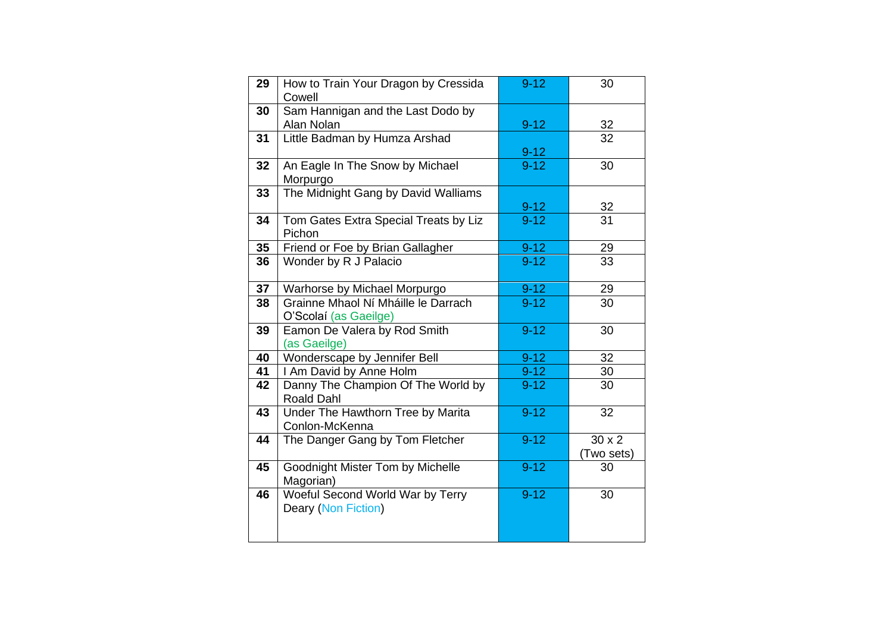| | | | |
|---|---|---|---|
| **29** | How to Train Your Dragon by Cressida Cowell | 9-12 | 30 |
| **30** | Sam Hannigan and the Last Dodo by Alan Nolan | 9-12 | 32 |
| **31** | Little Badman by Humza Arshad | 9-12 | 32 |
| **32** | An Eagle In The Snow by Michael Morpurgo | 9-12 | 30 |
| **33** | The Midnight Gang by David Walliams | 9-12 | 32 |
| **34** | Tom Gates Extra Special Treats by Liz Pichon | 9-12 | 31 |
| **35** | Friend or Foe by Brian Gallagher | 9-12 | 29 |
| **36** | Wonder by R J Palacio | 9-12 | 33 |
| **37** | Warhorse by Michael Morpurgo | 9-12 | 29 |
| **38** | Grainne Mhaol Ní Mháille le Darrach O'Scolaí (as Gaeilge) | 9-12 | 30 |
| **39** | Eamon De Valera by Rod Smith (as Gaeilge) | 9-12 | 30 |
| **40** | Wonderscape by Jennifer Bell | 9-12 | 32 |
| **41** | I Am David by Anne Holm | 9-12 | 30 |
| **42** | Danny The Champion Of The World by Roald Dahl | 9-12 | 30 |
| **43** | Under The Hawthorn Tree by Marita Conlon-McKenna | 9-12 | 32 |
| **44** | The Danger Gang by Tom Fletcher | 9-12 | 30 x 2 (Two sets) |
| **45** | Goodnight Mister Tom by Michelle Magorian) | 9-12 | 30 |
| **46** | Woeful Second World War by Terry Deary (Non Fiction) | 9-12 | 30 |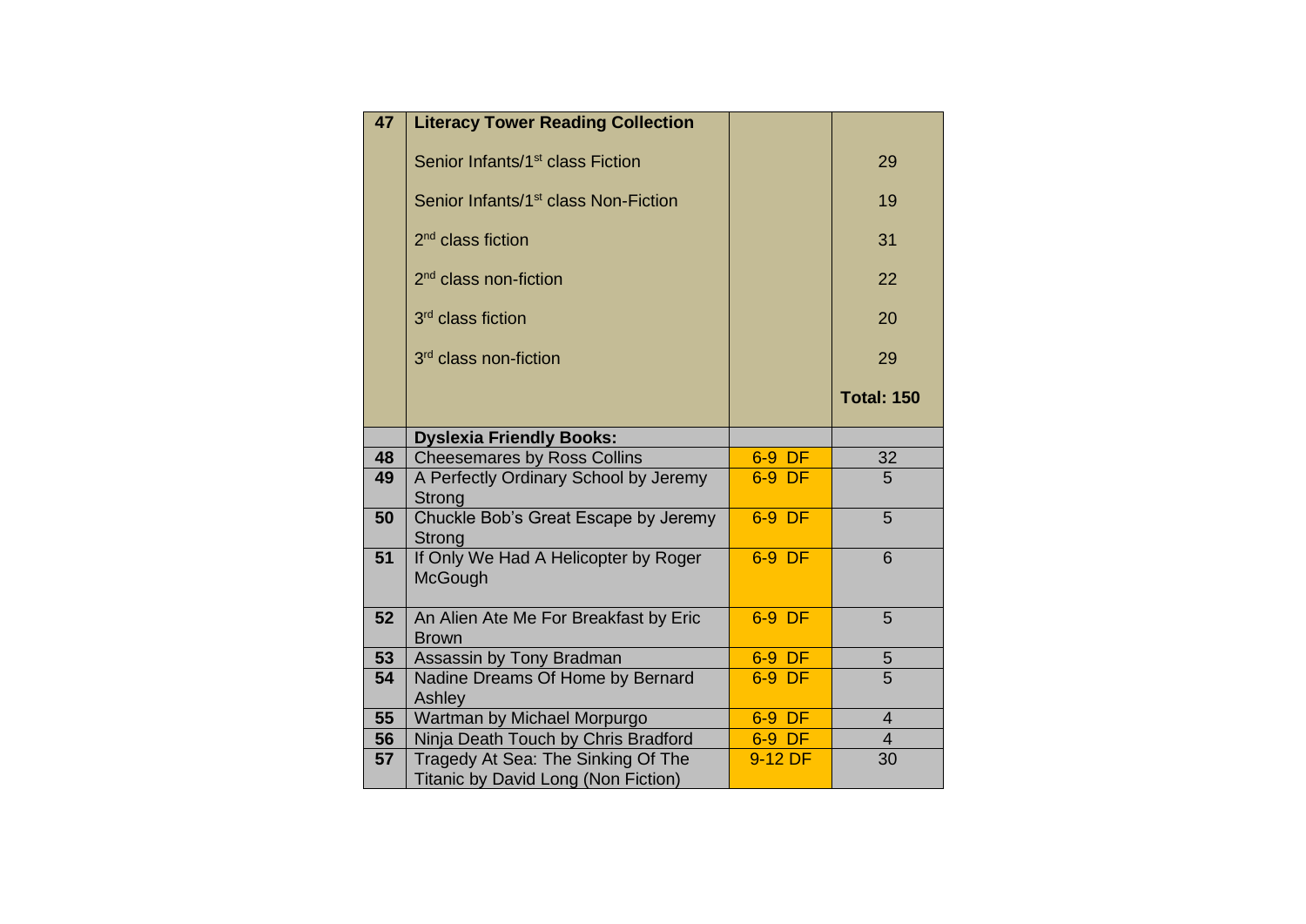| | | | |
|---|---|---|---|
| 47 | **Literacy Tower Reading Collection** | | |
| | Senior Infants/1st class Fiction | | 29 |
| | Senior Infants/1st class Non-Fiction | | 19 |
| | 2nd class fiction | | 31 |
| | 2nd class non-fiction | | 22 |
| | 3rd class fiction | | 20 |
| | 3rd class non-fiction | | 29 |
| | | | **Total: 150** |
| | **Dyslexia Friendly Books:** | | |
| 48 | Cheesemares by Ross Collins | 6-9 DF | 32 |
| 49 | A Perfectly Ordinary School by Jeremy Strong | 6-9 DF | 5 |
| 50 | Chuckle Bob's Great Escape by Jeremy Strong | 6-9 DF | 5 |
| 51 | If Only We Had A Helicopter by Roger McGough | 6-9 DF | 6 |
| 52 | An Alien Ate Me For Breakfast by Eric Brown | 6-9 DF | 5 |
| 53 | Assassin by Tony Bradman | 6-9 DF | 5 |
| 54 | Nadine Dreams Of Home by Bernard Ashley | 6-9 DF | 5 |
| 55 | Wartman by Michael Morpurgo | 6-9 DF | 4 |
| 56 | Ninja Death Touch by Chris Bradford | 6-9 DF | 4 |
| 57 | Tragedy At Sea: The Sinking Of The Titanic by David Long (Non Fiction) | 9-12 DF | 30 |